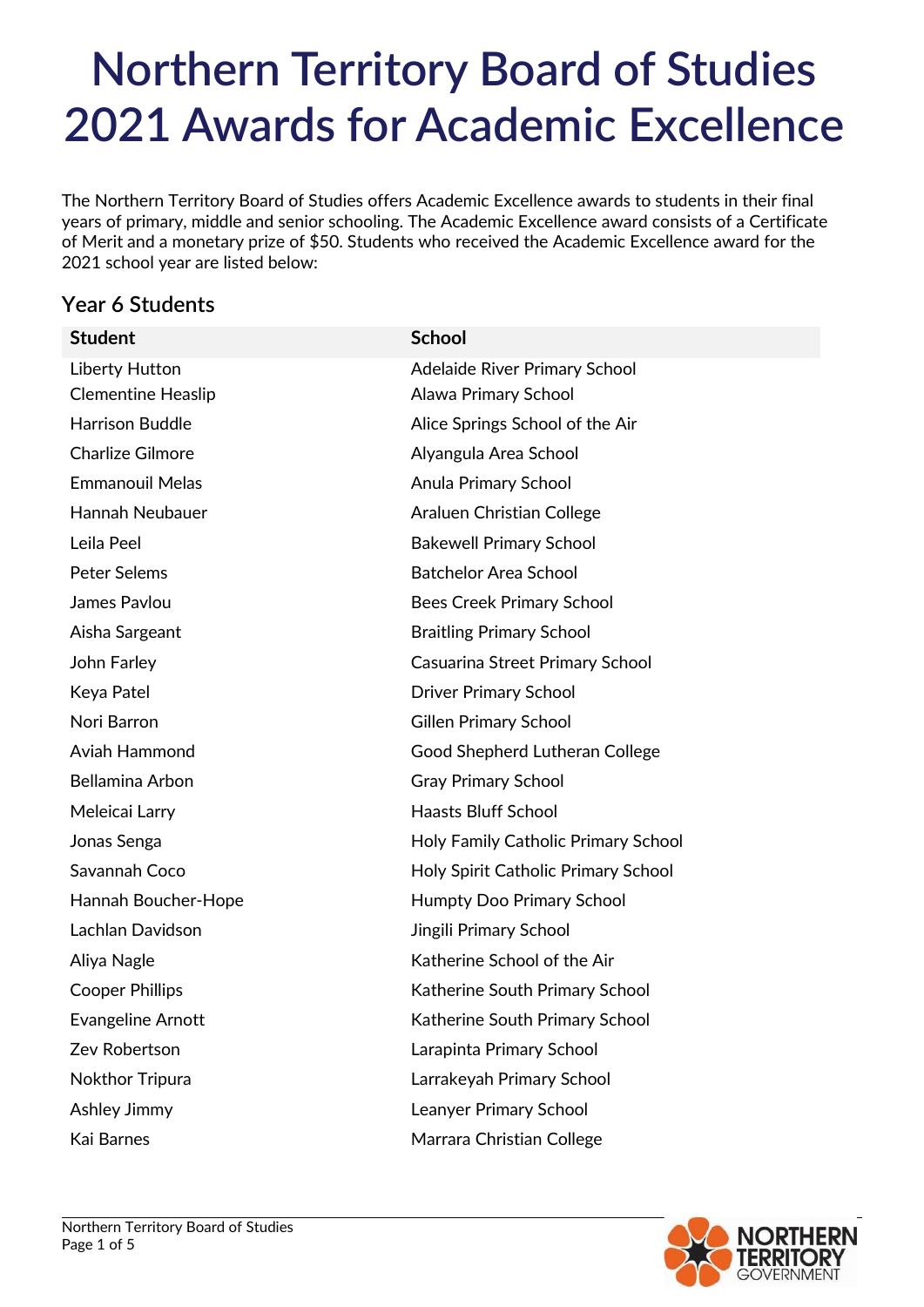# Northern Territory Board of Studies 2021 Awards for Academic Excellence

The Northern Territory Board of Studies offers Academic Excellence awards to students in their final years of primary, middle and senior schooling. The Academic Excellence award consists of a Certificate of Merit and a monetary prize of $50. Students who received the Academic Excellence award for the 2021 school year are listed below:

## Year 6 Students

| Student | School |
|---|---|
| Liberty Hutton | Adelaide River Primary School |
| Clementine Heaslip | Alawa Primary School |
| Harrison Buddle | Alice Springs School of the Air |
| Charlize Gilmore | Alyangula Area School |
| Emmanouil Melas | Anula Primary School |
| Hannah Neubauer | Araluen Christian College |
| Leila Peel | Bakewell Primary School |
| Peter Selems | Batchelor Area School |
| James Pavlou | Bees Creek Primary School |
| Aisha Sargeant | Braitling Primary School |
| John Farley | Casuarina Street Primary School |
| Keya Patel | Driver Primary School |
| Nori Barron | Gillen Primary School |
| Aviah Hammond | Good Shepherd Lutheran College |
| Bellamina Arbon | Gray Primary School |
| Meleicai Larry | Haasts Bluff School |
| Jonas Senga | Holy Family Catholic Primary School |
| Savannah Coco | Holy Spirit Catholic Primary School |
| Hannah Boucher-Hope | Humpty Doo Primary School |
| Lachlan Davidson | Jingili Primary School |
| Aliya Nagle | Katherine School of the Air |
| Cooper Phillips | Katherine South Primary School |
| Evangeline Arnott | Katherine South Primary School |
| Zev Robertson | Larapinta Primary School |
| Nokthor Tripura | Larrakeyah Primary School |
| Ashley Jimmy | Leanyer Primary School |
| Kai Barnes | Marrara Christian College |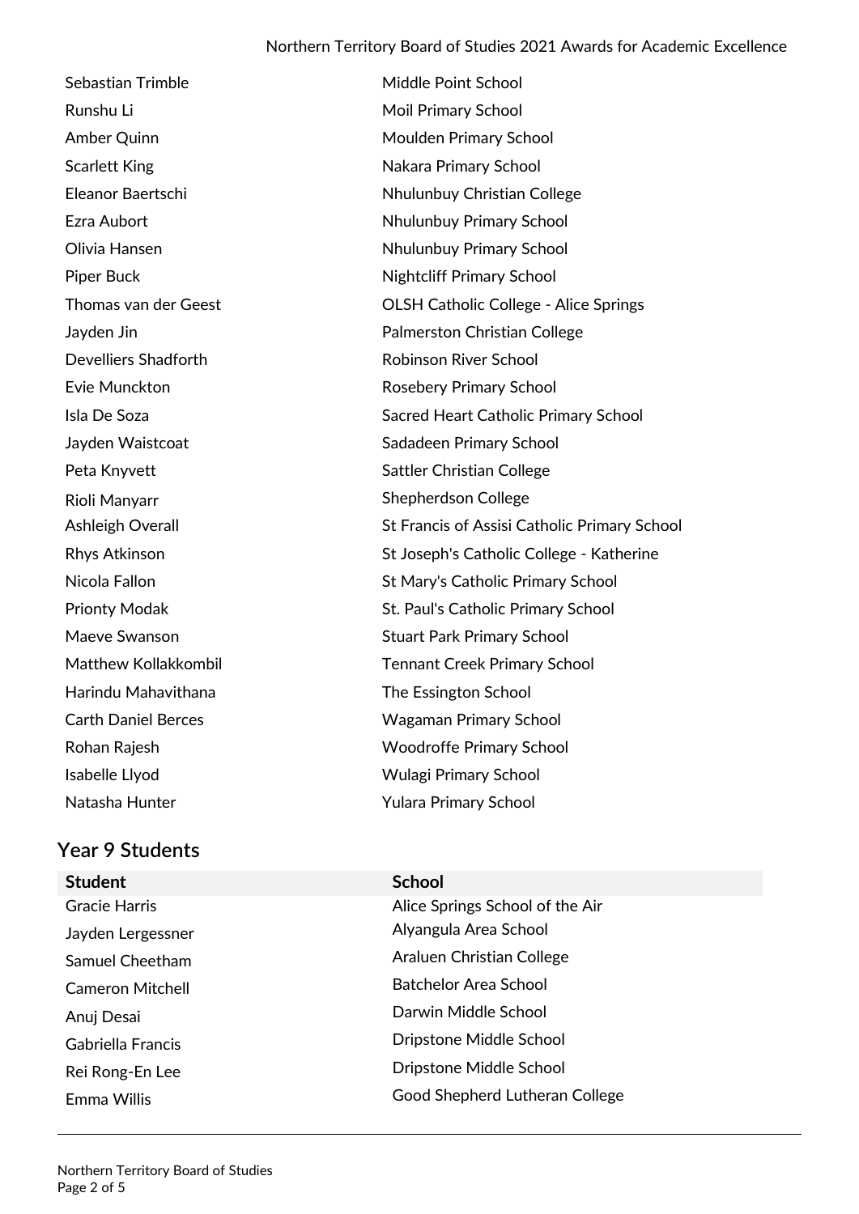| | |
|---|---|
| Sebastian Trimble | Middle Point School |
| Runshu Li | Moil Primary School |
| Amber Quinn | Moulden Primary School |
| Scarlett King | Nakara Primary School |
| Eleanor Baertschi | Nhulunbuy Christian College |
| Ezra Aubort | Nhulunbuy Primary School |
| Olivia Hansen | Nhulunbuy Primary School |
| Piper Buck | Nightcliff Primary School |
| Thomas van der Geest | OLSH Catholic College - Alice Springs |
| Jayden Jin | Palmerston Christian College |
| Develliers Shadforth | Robinson River School |
| Evie Munckton | Rosebery Primary School |
| Isla De Soza | Sacred Heart Catholic Primary School |
| Jayden Waistcoat | Sadadeen Primary School |
| Peta Knyvett | Sattler Christian College |
| Rioli Manyarr | Shepherdson College |
| Ashleigh Overall | St Francis of Assisi Catholic Primary School |
| Rhys Atkinson | St Joseph's Catholic College - Katherine |
| Nicola Fallon | St Mary's Catholic Primary School |
| Prionty Modak | St. Paul's Catholic Primary School |
| Maeve Swanson | Stuart Park Primary School |
| Matthew Kollakkombil | Tennant Creek Primary School |
| Harindu Mahavithana | The Essington School |
| Carth Daniel Berces | Wagaman Primary School |
| Rohan Rajesh | Woodroffe Primary School |
| Isabelle Llyod | Wulagi Primary School |
| Natasha Hunter | Yulara Primary School |

## Year 9 Students

| Student | School |
|---|---|
| Gracie Harris | Alice Springs School of the Air |
| Jayden Lergessner | Alyangula Area School |
| Samuel Cheetham | Araluen Christian College |
| Cameron Mitchell | Batchelor Area School |
| Anuj Desai | Darwin Middle School |
| Gabriella Francis | Dripstone Middle School |
| Rei Rong-En Lee | Dripstone Middle School |
| Emma Willis | Good Shepherd Lutheran College |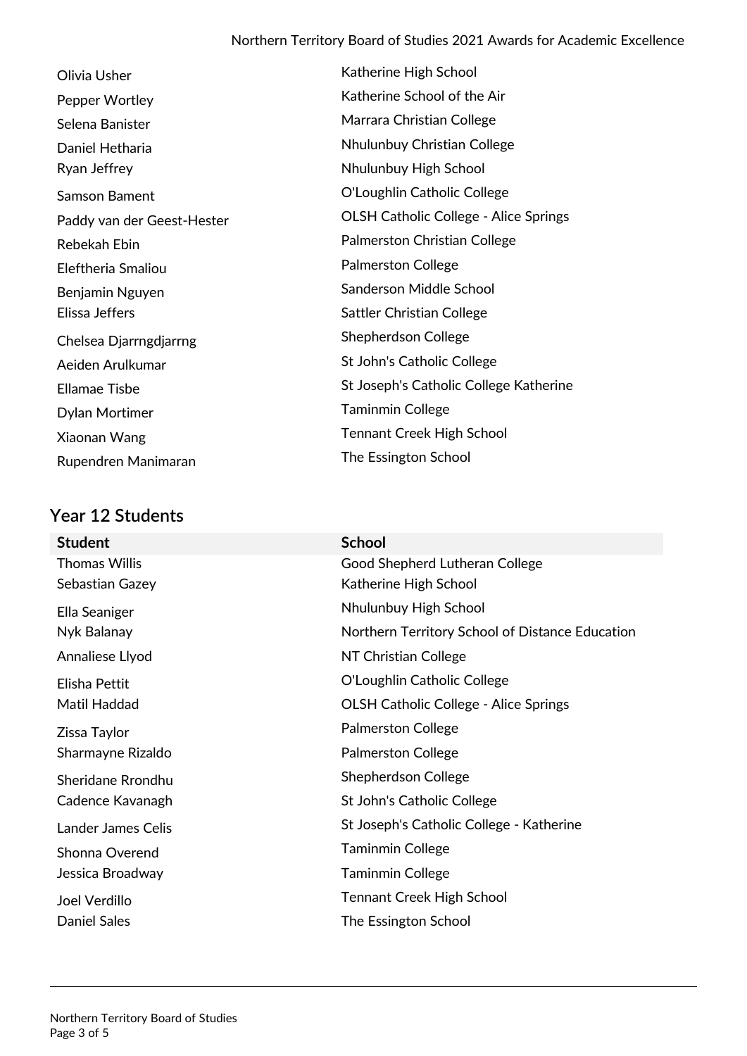| Student | School |
| --- | --- |
| Olivia Usher | Katherine High School |
| Pepper Wortley | Katherine School of the Air |
| Selena Banister | Marrara Christian College |
| Daniel Hetharia | Nhulunbuy Christian College |
| Ryan Jeffrey | Nhulunbuy High School |
| Samson Bament | O'Loughlin Catholic College |
| Paddy van der Geest-Hester | OLSH Catholic College - Alice Springs |
| Rebekah Ebin | Palmerston Christian College |
| Eleftheria Smaliou | Palmerston College |
| Benjamin Nguyen | Sanderson Middle School |
| Elissa Jeffers | Sattler Christian College |
| Chelsea Djarrngdjarrng | Shepherdson College |
| Aeiden Arulkumar | St John's Catholic College |
| Ellamae Tisbe | St Joseph's Catholic College Katherine |
| Dylan Mortimer | Taminmin College |
| Xiaonan Wang | Tennant Creek High School |
| Rupendren Manimaran | The Essington School |

## Year 12 Students

| Student | School |
| --- | --- |
| Thomas Willis | Good Shepherd Lutheran College |
| Sebastian Gazey | Katherine High School |
| Ella Seaniger | Nhulunbuy High School |
| Nyk Balanay | Northern Territory School of Distance Education |
| Annaliese Llyod | NT Christian College |
| Elisha Pettit | O'Loughlin Catholic College |
| Matil Haddad | OLSH Catholic College - Alice Springs |
| Zissa Taylor | Palmerston College |
| Sharmayne Rizaldo | Palmerston College |
| Sheridane Rrondhu | Shepherdson College |
| Cadence Kavanagh | St John's Catholic College |
| Lander James Celis | St Joseph's Catholic College - Katherine |
| Shonna Overend | Taminmin College |
| Jessica Broadway | Taminmin College |
| Joel Verdillo | Tennant Creek High School |
| Daniel Sales | The Essington School |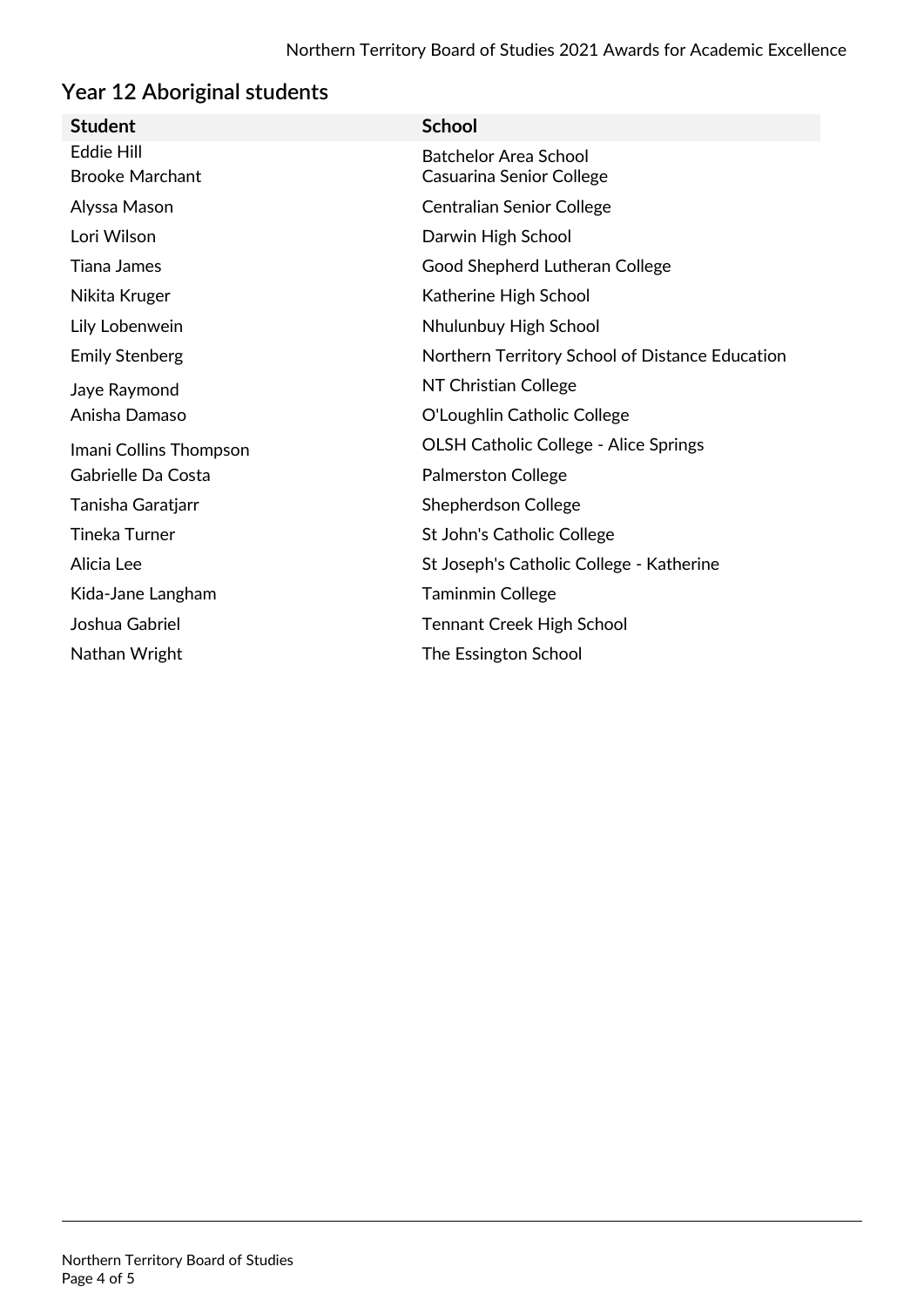## Year 12 Aboriginal students

| Student | School |
| --- | --- |
| Eddie Hill | Batchelor Area School |
| Brooke Marchant | Casuarina Senior College |
| Alyssa Mason | Centralian Senior College |
| Lori Wilson | Darwin High School |
| Tiana James | Good Shepherd Lutheran College |
| Nikita Kruger | Katherine High School |
| Lily Lobenwein | Nhulunbuy High School |
| Emily Stenberg | Northern Territory School of Distance Education |
| Jaye Raymond | NT Christian College |
| Anisha Damaso | O'Loughlin Catholic College |
| Imani Collins Thompson | OLSH Catholic College - Alice Springs |
| Gabrielle Da Costa | Palmerston College |
| Tanisha Garatjarr | Shepherdson College |
| Tineka Turner | St John's Catholic College |
| Alicia Lee | St Joseph's Catholic College - Katherine |
| Kida-Jane Langham | Taminmin College |
| Joshua Gabriel | Tennant Creek High School |
| Nathan Wright | The Essington School |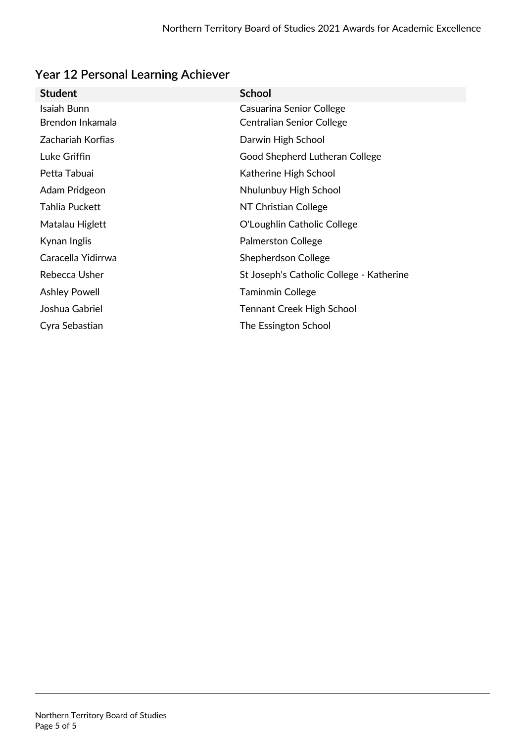## Year 12 Personal Learning Achiever

| Student | School |
| --- | --- |
| Isaiah Bunn | Casuarina Senior College |
| Brendon Inkamala | Centralian Senior College |
| Zachariah Korfias | Darwin High School |
| Luke Griffin | Good Shepherd Lutheran College |
| Petta Tabuai | Katherine High School |
| Adam Pridgeon | Nhulunbuy High School |
| Tahlia Puckett | NT Christian College |
| Matalau Higlett | O'Loughlin Catholic College |
| Kynan Inglis | Palmerston College |
| Caracella Yidirrwa | Shepherdson College |
| Rebecca Usher | St Joseph's Catholic College - Katherine |
| Ashley Powell | Taminmin College |
| Joshua Gabriel | Tennant Creek High School |
| Cyra Sebastian | The Essington School |